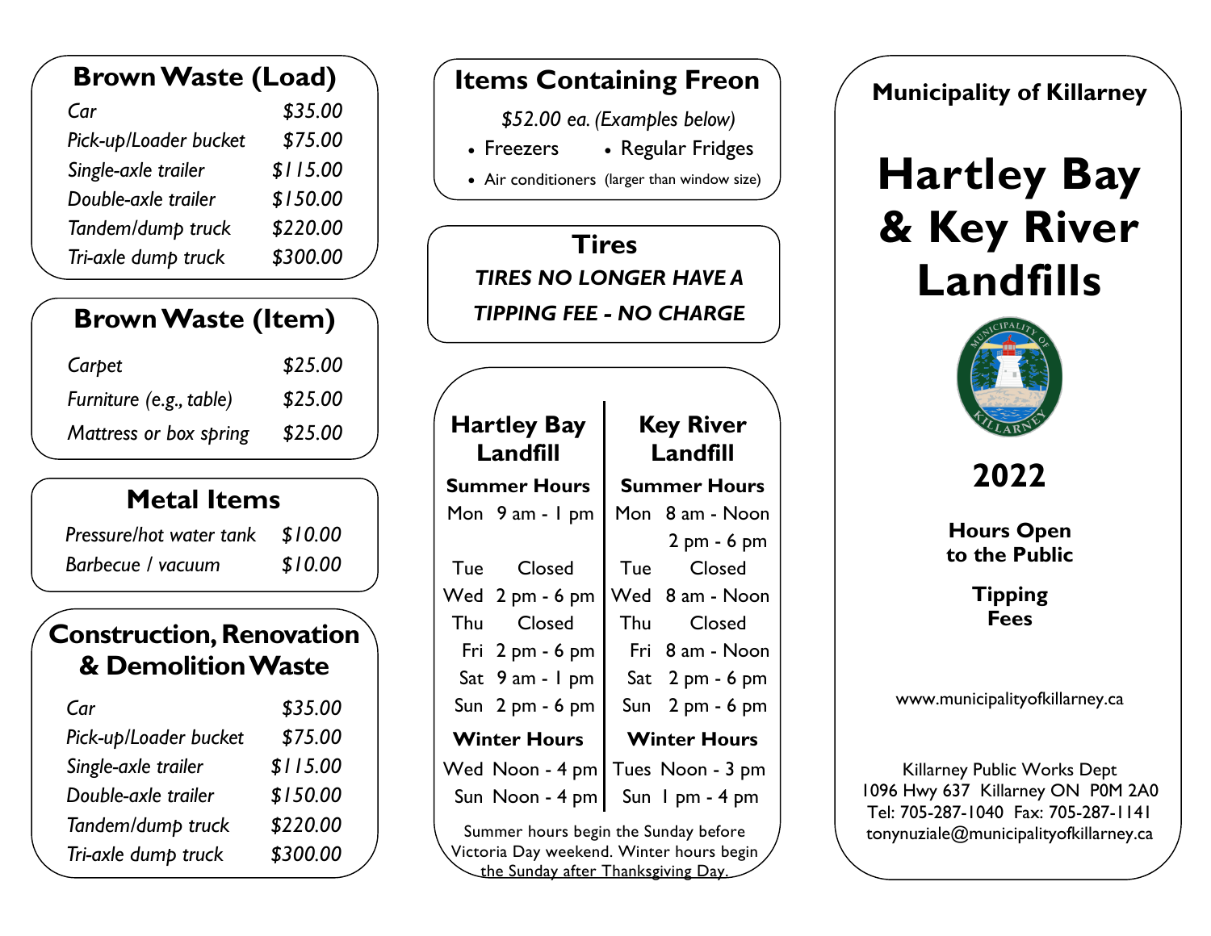## Brown Waste (Load)

| | |
|---|---|
| *Car* | *$35.00* |
| *Pick-up/Loader bucket* | *$75.00* |
| *Single-axle trailer* | *$115.00* |
| *Double-axle trailer* | *$150.00* |
| *Tandem/dump truck* | *$220.00* |
| *Tri-axle dump truck* | *$300.00* |

## Brown Waste (Item)

| | |
|---|---|
| *Carpet* | *$25.00* |
| *Furniture (e.g., table)* | *$25.00* |
| *Mattress or box spring* | *$25.00* |

## Metal Items

| | |
|---|---|
| *Pressure/hot water tank* | *$10.00* |
| *Barbecue / vacuum* | *$10.00* |

## Construction, Renovation & Demolition Waste

| | |
|---|---|
| *Car* | *$35.00* |
| *Pick-up/Loader bucket* | *$75.00* |
| *Single-axle trailer* | *$115.00* |
| *Double-axle trailer* | *$150.00* |
| *Tandem/dump truck* | *$220.00* |
| *Tri-axle dump truck* | *$300.00* |

## Items Containing Freon

*$52.00 ea. (Examples below)*

- Freezers
- Regular Fridges
- Air conditioners (larger than window size)

## Tires

***TIRES NO LONGER HAVE A TIPPING FEE - NO CHARGE***

| Hartley Bay Landfill | | Key River Landfill | |
|---|---|---|---|
| **Summer Hours** | | **Summer Hours** | |
| Mon | 9 am - 1 pm | Mon | 8 am - Noon<br>2 pm - 6 pm |
| Tue | Closed | Tue | Closed |
| Wed | 2 pm - 6 pm | Wed | 8 am - Noon |
| Thu | Closed | Thu | Closed |
| Fri | 2 pm - 6 pm | Fri | 8 am - Noon |
| Sat | 9 am - 1 pm | Sat | 2 pm - 6 pm |
| Sun | 2 pm - 6 pm | Sun | 2 pm - 6 pm |
| **Winter Hours** | | **Winter Hours** | |
| Wed | Noon - 4 pm | Tues | Noon - 3 pm |
| Sun | Noon - 4 pm | Sun | 1 pm - 4 pm |

Summer hours begin the Sunday before Victoria Day weekend. Winter hours begin the Sunday after Thanksgiving Day.

**Municipality of Killarney**

# Hartley Bay & Key River Landfills

## 2022

**Hours Open to the Public**

**Tipping Fees**

www.municipalityofkillarney.ca

Killarney Public Works Dept
1096 Hwy 637 Killarney ON P0M 2A0
Tel: 705-287-1040 Fax: 705-287-1141
tonynuziale@municipalityofkillarney.ca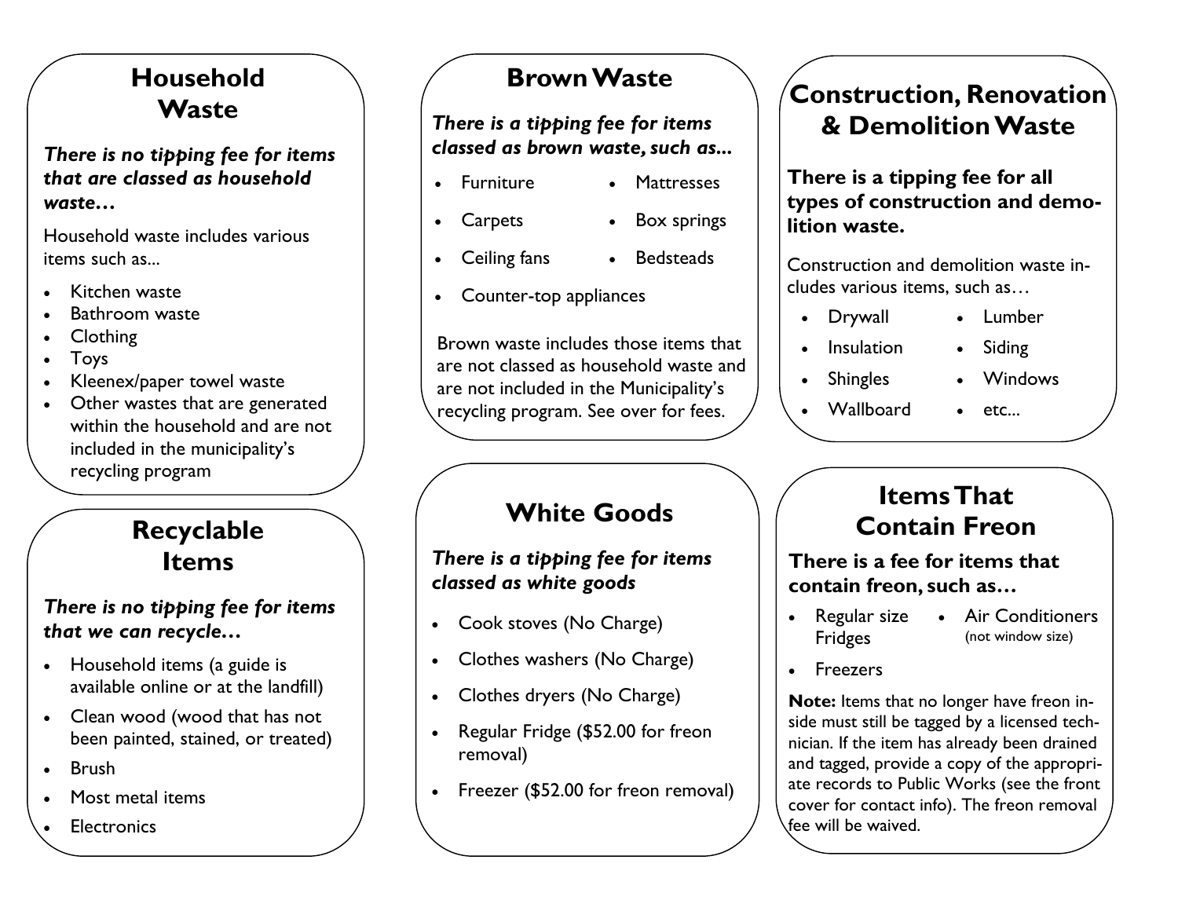## Household Waste

***There is no tipping fee for items that are classed as household waste…***

Household waste includes various items such as...

- Kitchen waste
- Bathroom waste
- Clothing
- Toys
- Kleenex/paper towel waste
- Other wastes that are generated within the household and are not included in the municipality's recycling program

## Recyclable Items

***There is no tipping fee for items that we can recycle…***

- Household items (a guide is available online or at the landfill)
- Clean wood (wood that has not been painted, stained, or treated)
- Brush
- Most metal items
- Electronics

## Brown Waste

***There is a tipping fee for items classed as brown waste, such as...***

- Furniture
- Mattresses
- Carpets
- Box springs
- Ceiling fans
- Bedsteads
- Counter-top appliances

Brown waste includes those items that are not classed as household waste and are not included in the Municipality's recycling program. See over for fees.

## White Goods

***There is a tipping fee for items classed as white goods***

- Cook stoves (No Charge)
- Clothes washers (No Charge)
- Clothes dryers (No Charge)
- Regular Fridge ($52.00 for freon removal)
- Freezer ($52.00 for freon removal)

## Construction, Renovation & Demolition Waste

**There is a tipping fee for all types of construction and demolition waste.**

Construction and demolition waste includes various items, such as…

- Drywall
- Lumber
- Insulation
- Siding
- Shingles
- Windows
- Wallboard
- etc...

## Items That Contain Freon

**There is a fee for items that contain freon, such as…**

- Regular size Fridges
- Air Conditioners (not window size)
- Freezers

**Note:** Items that no longer have freon inside must still be tagged by a licensed technician. If the item has already been drained and tagged, provide a copy of the appropriate records to Public Works (see the front cover for contact info). The freon removal fee will be waived.